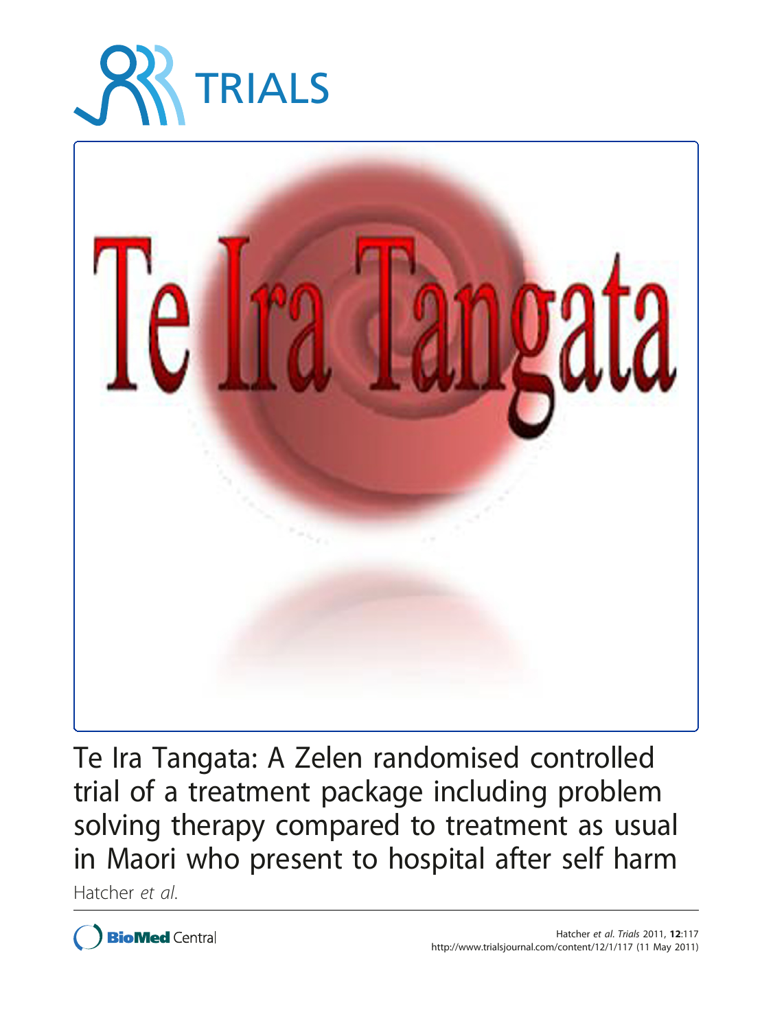# Te Ira Tangata: A Zelen randomised controlled trial of a treatment package including problem solving therapy compared to treatment as usual in Maori who present to hospital after self harm

Hatcher *et al.*

Hatcher *et al. Trials* 2011, **12**:117
http://www.trialsjournal.com/content/12/1/117 (11 May 2011)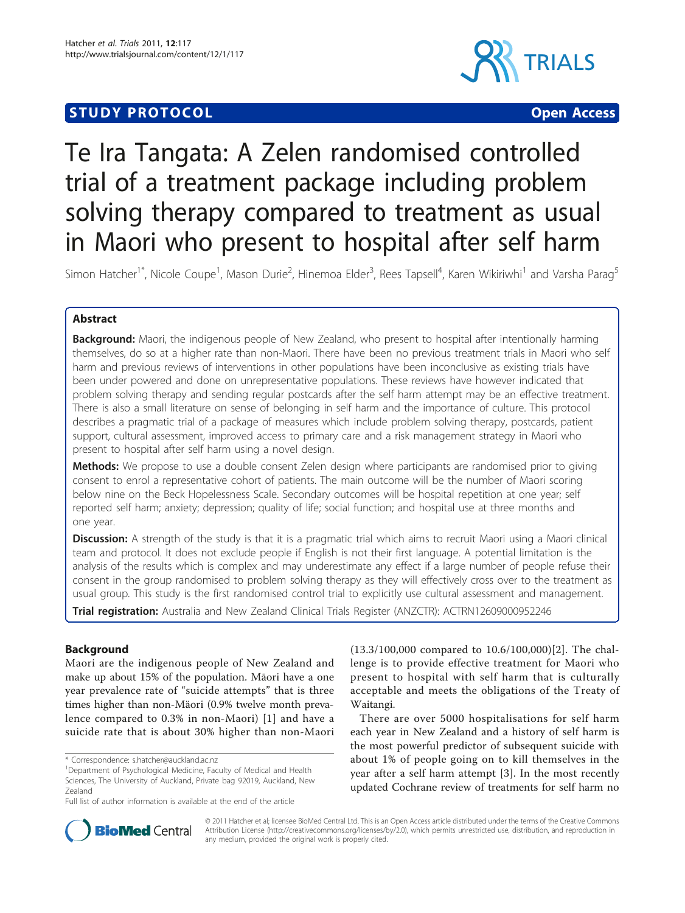# Te Ira Tangata: A Zelen randomised controlled trial of a treatment package including problem solving therapy compared to treatment as usual in Maori who present to hospital after self harm

Simon Hatcher[1*], Nicole Coupe[1], Mason Durie[2], Hinemoa Elder[3], Rees Tapsell[4], Karen Wikiriwhi[1] and Varsha Parag[5]

## Abstract

**Background:** Maori, the indigenous people of New Zealand, who present to hospital after intentionally harming themselves, do so at a higher rate than non-Maori. There have been no previous treatment trials in Maori who self harm and previous reviews of interventions in other populations have been inconclusive as existing trials have been under powered and done on unrepresentative populations. These reviews have however indicated that problem solving therapy and sending regular postcards after the self harm attempt may be an effective treatment. There is also a small literature on sense of belonging in self harm and the importance of culture. This protocol describes a pragmatic trial of a package of measures which include problem solving therapy, postcards, patient support, cultural assessment, improved access to primary care and a risk management strategy in Maori who present to hospital after self harm using a novel design.

**Methods:** We propose to use a double consent Zelen design where participants are randomised prior to giving consent to enrol a representative cohort of patients. The main outcome will be the number of Maori scoring below nine on the Beck Hopelessness Scale. Secondary outcomes will be hospital repetition at one year; self reported self harm; anxiety; depression; quality of life; social function; and hospital use at three months and one year.

**Discussion:** A strength of the study is that it is a pragmatic trial which aims to recruit Maori using a Maori clinical team and protocol. It does not exclude people if English is not their first language. A potential limitation is the analysis of the results which is complex and may underestimate any effect if a large number of people refuse their consent in the group randomised to problem solving therapy as they will effectively cross over to the treatment as usual group. This study is the first randomised control trial to explicitly use cultural assessment and management.

**Trial registration:** Australia and New Zealand Clinical Trials Register (ANZCTR): ACTRN12609000952246

## Background

Maori are the indigenous people of New Zealand and make up about 15% of the population. Māori have a one year prevalence rate of "suicide attempts" that is three times higher than non-Mäori (0.9% twelve month prevalence compared to 0.3% in non-Maori) [1] and have a suicide rate that is about 30% higher than non-Maori (13.3/100,000 compared to 10.6/100,000)[2]. The challenge is to provide effective treatment for Maori who present to hospital with self harm that is culturally acceptable and meets the obligations of the Treaty of Waitangi.

There are over 5000 hospitalisations for self harm each year in New Zealand and a history of self harm is the most powerful predictor of subsequent suicide with about 1% of people going on to kill themselves in the year after a self harm attempt [3]. In the most recently updated Cochrane review of treatments for self harm no

\* Correspondence: s.hatcher@auckland.ac.nz

[1]Department of Psychological Medicine, Faculty of Medical and Health Sciences, The University of Auckland, Private bag 92019, Auckland, New Zealand

Full list of author information is available at the end of the article

© 2011 Hatcher et al; licensee BioMed Central Ltd. This is an Open Access article distributed under the terms of the Creative Commons Attribution License (http://creativecommons.org/licenses/by/2.0), which permits unrestricted use, distribution, and reproduction in any medium, provided the original work is properly cited.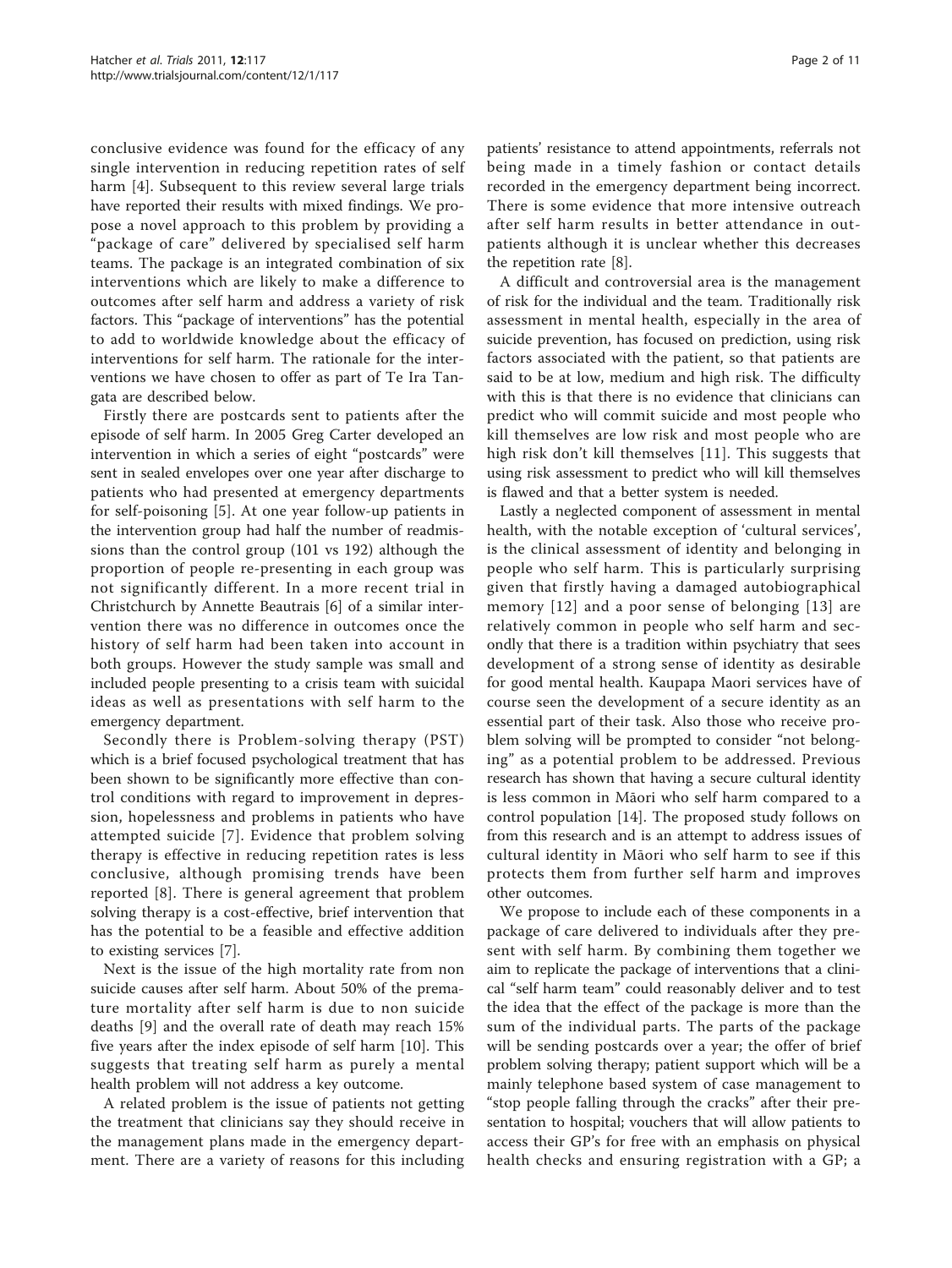conclusive evidence was found for the efficacy of any single intervention in reducing repetition rates of self harm [4]. Subsequent to this review several large trials have reported their results with mixed findings. We propose a novel approach to this problem by providing a "package of care" delivered by specialised self harm teams. The package is an integrated combination of six interventions which are likely to make a difference to outcomes after self harm and address a variety of risk factors. This "package of interventions" has the potential to add to worldwide knowledge about the efficacy of interventions for self harm. The rationale for the interventions we have chosen to offer as part of Te Ira Tangata are described below.

Firstly there are postcards sent to patients after the episode of self harm. In 2005 Greg Carter developed an intervention in which a series of eight "postcards" were sent in sealed envelopes over one year after discharge to patients who had presented at emergency departments for self-poisoning [5]. At one year follow-up patients in the intervention group had half the number of readmissions than the control group (101 vs 192) although the proportion of people re-presenting in each group was not significantly different. In a more recent trial in Christchurch by Annette Beautrais [6] of a similar intervention there was no difference in outcomes once the history of self harm had been taken into account in both groups. However the study sample was small and included people presenting to a crisis team with suicidal ideas as well as presentations with self harm to the emergency department.

Secondly there is Problem-solving therapy (PST) which is a brief focused psychological treatment that has been shown to be significantly more effective than control conditions with regard to improvement in depression, hopelessness and problems in patients who have attempted suicide [7]. Evidence that problem solving therapy is effective in reducing repetition rates is less conclusive, although promising trends have been reported [8]. There is general agreement that problem solving therapy is a cost-effective, brief intervention that has the potential to be a feasible and effective addition to existing services [7].

Next is the issue of the high mortality rate from non suicide causes after self harm. About 50% of the premature mortality after self harm is due to non suicide deaths [9] and the overall rate of death may reach 15% five years after the index episode of self harm [10]. This suggests that treating self harm as purely a mental health problem will not address a key outcome.

A related problem is the issue of patients not getting the treatment that clinicians say they should receive in the management plans made in the emergency department. There are a variety of reasons for this including patients' resistance to attend appointments, referrals not being made in a timely fashion or contact details recorded in the emergency department being incorrect. There is some evidence that more intensive outreach after self harm results in better attendance in outpatients although it is unclear whether this decreases the repetition rate [8].

A difficult and controversial area is the management of risk for the individual and the team. Traditionally risk assessment in mental health, especially in the area of suicide prevention, has focused on prediction, using risk factors associated with the patient, so that patients are said to be at low, medium and high risk. The difficulty with this is that there is no evidence that clinicians can predict who will commit suicide and most people who kill themselves are low risk and most people who are high risk don't kill themselves [11]. This suggests that using risk assessment to predict who will kill themselves is flawed and that a better system is needed.

Lastly a neglected component of assessment in mental health, with the notable exception of 'cultural services', is the clinical assessment of identity and belonging in people who self harm. This is particularly surprising given that firstly having a damaged autobiographical memory [12] and a poor sense of belonging [13] are relatively common in people who self harm and secondly that there is a tradition within psychiatry that sees development of a strong sense of identity as desirable for good mental health. Kaupapa Maori services have of course seen the development of a secure identity as an essential part of their task. Also those who receive problem solving will be prompted to consider "not belonging" as a potential problem to be addressed. Previous research has shown that having a secure cultural identity is less common in Māori who self harm compared to a control population [14]. The proposed study follows on from this research and is an attempt to address issues of cultural identity in Māori who self harm to see if this protects them from further self harm and improves other outcomes.

We propose to include each of these components in a package of care delivered to individuals after they present with self harm. By combining them together we aim to replicate the package of interventions that a clinical "self harm team" could reasonably deliver and to test the idea that the effect of the package is more than the sum of the individual parts. The parts of the package will be sending postcards over a year; the offer of brief problem solving therapy; patient support which will be a mainly telephone based system of case management to "stop people falling through the cracks" after their presentation to hospital; vouchers that will allow patients to access their GP's for free with an emphasis on physical health checks and ensuring registration with a GP; a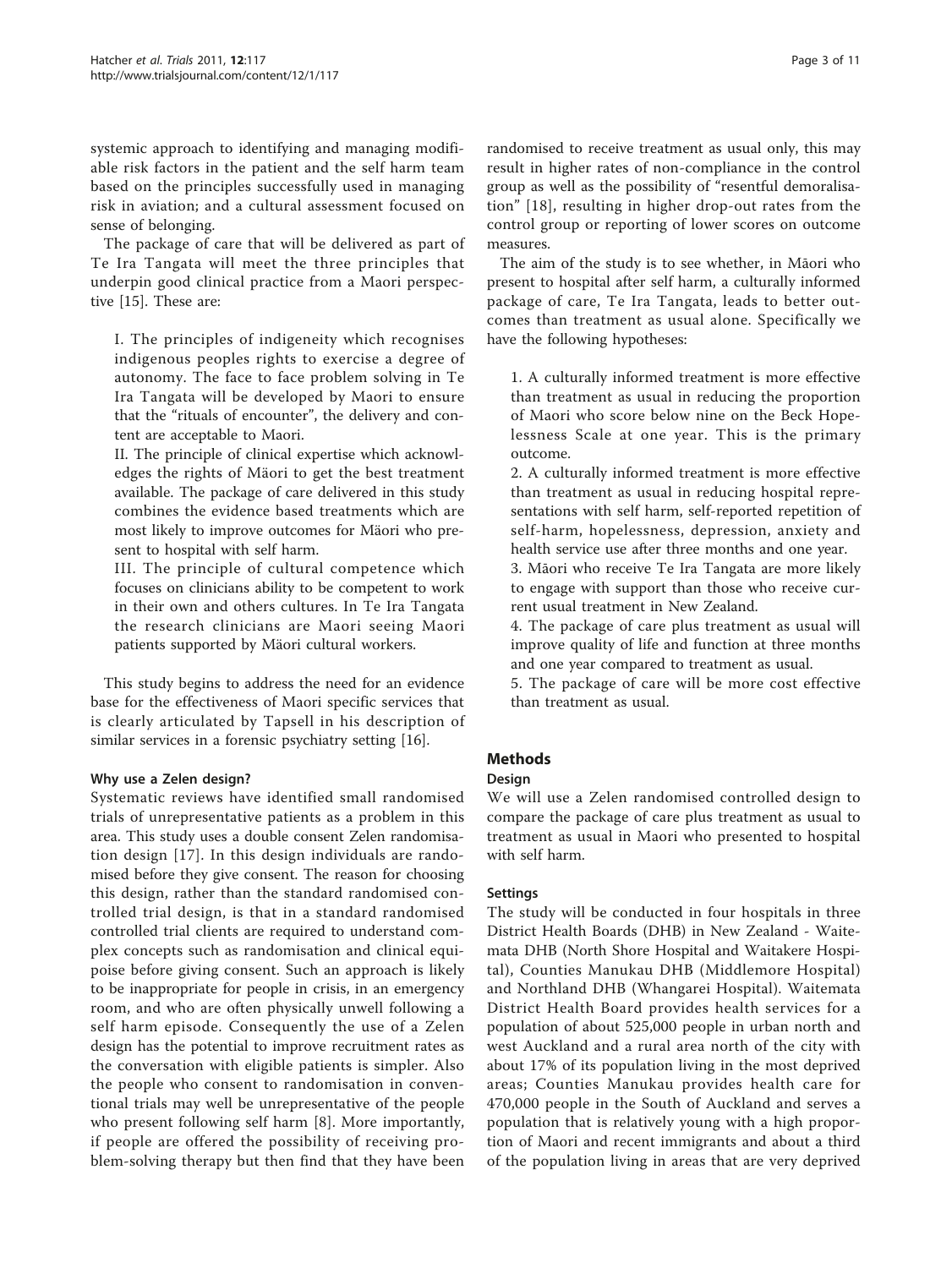systemic approach to identifying and managing modifiable risk factors in the patient and the self harm team based on the principles successfully used in managing risk in aviation; and a cultural assessment focused on sense of belonging.

The package of care that will be delivered as part of Te Ira Tangata will meet the three principles that underpin good clinical practice from a Maori perspective [15]. These are:

> I. The principles of indigeneity which recognises indigenous peoples rights to exercise a degree of autonomy. The face to face problem solving in Te Ira Tangata will be developed by Maori to ensure that the "rituals of encounter", the delivery and content are acceptable to Maori.
>
> II. The principle of clinical expertise which acknowledges the rights of Mäori to get the best treatment available. The package of care delivered in this study combines the evidence based treatments which are most likely to improve outcomes for Mäori who present to hospital with self harm.
>
> III. The principle of cultural competence which focuses on clinicians ability to be competent to work in their own and others cultures. In Te Ira Tangata the research clinicians are Maori seeing Maori patients supported by Mäori cultural workers.

This study begins to address the need for an evidence base for the effectiveness of Maori specific services that is clearly articulated by Tapsell in his description of similar services in a forensic psychiatry setting [16].

#### Why use a Zelen design?

Systematic reviews have identified small randomised trials of unrepresentative patients as a problem in this area. This study uses a double consent Zelen randomisation design [17]. In this design individuals are randomised before they give consent. The reason for choosing this design, rather than the standard randomised controlled trial design, is that in a standard randomised controlled trial clients are required to understand complex concepts such as randomisation and clinical equipoise before giving consent. Such an approach is likely to be inappropriate for people in crisis, in an emergency room, and who are often physically unwell following a self harm episode. Consequently the use of a Zelen design has the potential to improve recruitment rates as the conversation with eligible patients is simpler. Also the people who consent to randomisation in conventional trials may well be unrepresentative of the people who present following self harm [8]. More importantly, if people are offered the possibility of receiving problem-solving therapy but then find that they have been randomised to receive treatment as usual only, this may result in higher rates of non-compliance in the control group as well as the possibility of "resentful demoralisation" [18], resulting in higher drop-out rates from the control group or reporting of lower scores on outcome measures.

The aim of the study is to see whether, in Māori who present to hospital after self harm, a culturally informed package of care, Te Ira Tangata, leads to better outcomes than treatment as usual alone. Specifically we have the following hypotheses:

> 1. A culturally informed treatment is more effective than treatment as usual in reducing the proportion of Maori who score below nine on the Beck Hopelessness Scale at one year. This is the primary outcome.
> 2. A culturally informed treatment is more effective than treatment as usual in reducing hospital representations with self harm, self-reported repetition of self-harm, hopelessness, depression, anxiety and health service use after three months and one year.
> 3. Māori who receive Te Ira Tangata are more likely to engage with support than those who receive current usual treatment in New Zealand.
> 4. The package of care plus treatment as usual will improve quality of life and function at three months and one year compared to treatment as usual.
> 5. The package of care will be more cost effective than treatment as usual.

## Methods

### Design

We will use a Zelen randomised controlled design to compare the package of care plus treatment as usual to treatment as usual in Maori who presented to hospital with self harm.

### Settings

The study will be conducted in four hospitals in three District Health Boards (DHB) in New Zealand - Waitemata DHB (North Shore Hospital and Waitakere Hospital), Counties Manukau DHB (Middlemore Hospital) and Northland DHB (Whangarei Hospital). Waitemata District Health Board provides health services for a population of about 525,000 people in urban north and west Auckland and a rural area north of the city with about 17% of its population living in the most deprived areas; Counties Manukau provides health care for 470,000 people in the South of Auckland and serves a population that is relatively young with a high proportion of Maori and recent immigrants and about a third of the population living in areas that are very deprived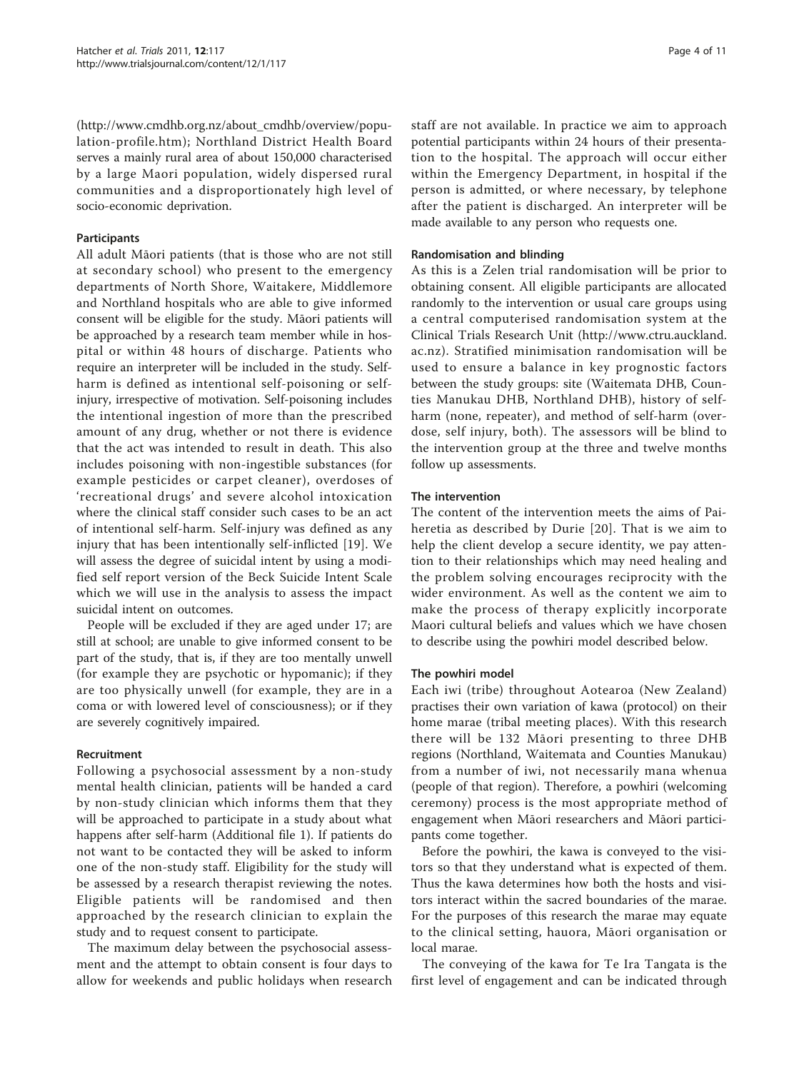(http://www.cmdhb.org.nz/about_cmdhb/overview/population-profile.htm); Northland District Health Board serves a mainly rural area of about 150,000 characterised by a large Maori population, widely dispersed rural communities and a disproportionately high level of socio-economic deprivation.

### Participants

All adult Māori patients (that is those who are not still at secondary school) who present to the emergency departments of North Shore, Waitakere, Middlemore and Northland hospitals who are able to give informed consent will be eligible for the study. Māori patients will be approached by a research team member while in hospital or within 48 hours of discharge. Patients who require an interpreter will be included in the study. Self-harm is defined as intentional self-poisoning or self-injury, irrespective of motivation. Self-poisoning includes the intentional ingestion of more than the prescribed amount of any drug, whether or not there is evidence that the act was intended to result in death. This also includes poisoning with non-ingestible substances (for example pesticides or carpet cleaner), overdoses of 'recreational drugs' and severe alcohol intoxication where the clinical staff consider such cases to be an act of intentional self-harm. Self-injury was defined as any injury that has been intentionally self-inflicted [19]. We will assess the degree of suicidal intent by using a modified self report version of the Beck Suicide Intent Scale which we will use in the analysis to assess the impact suicidal intent on outcomes.

People will be excluded if they are aged under 17; are still at school; are unable to give informed consent to be part of the study, that is, if they are too mentally unwell (for example they are psychotic or hypomanic); if they are too physically unwell (for example, they are in a coma or with lowered level of consciousness); or if they are severely cognitively impaired.

### Recruitment

Following a psychosocial assessment by a non-study mental health clinician, patients will be handed a card by non-study clinician which informs them that they will be approached to participate in a study about what happens after self-harm (Additional file 1). If patients do not want to be contacted they will be asked to inform one of the non-study staff. Eligibility for the study will be assessed by a research therapist reviewing the notes. Eligible patients will be randomised and then approached by the research clinician to explain the study and to request consent to participate.

The maximum delay between the psychosocial assessment and the attempt to obtain consent is four days to allow for weekends and public holidays when research staff are not available. In practice we aim to approach potential participants within 24 hours of their presentation to the hospital. The approach will occur either within the Emergency Department, in hospital if the person is admitted, or where necessary, by telephone after the patient is discharged. An interpreter will be made available to any person who requests one.

### Randomisation and blinding

As this is a Zelen trial randomisation will be prior to obtaining consent. All eligible participants are allocated randomly to the intervention or usual care groups using a central computerised randomisation system at the Clinical Trials Research Unit (http://www.ctru.auckland.ac.nz). Stratified minimisation randomisation will be used to ensure a balance in key prognostic factors between the study groups: site (Waitemata DHB, Counties Manukau DHB, Northland DHB), history of self-harm (none, repeater), and method of self-harm (overdose, self injury, both). The assessors will be blind to the intervention group at the three and twelve months follow up assessments.

### The intervention

The content of the intervention meets the aims of Paiheretia as described by Durie [20]. That is we aim to help the client develop a secure identity, we pay attention to their relationships which may need healing and the problem solving encourages reciprocity with the wider environment. As well as the content we aim to make the process of therapy explicitly incorporate Maori cultural beliefs and values which we have chosen to describe using the powhiri model described below.

### The powhiri model

Each iwi (tribe) throughout Aotearoa (New Zealand) practises their own variation of kawa (protocol) on their home marae (tribal meeting places). With this research there will be 132 Māori presenting to three DHB regions (Northland, Waitemata and Counties Manukau) from a number of iwi, not necessarily mana whenua (people of that region). Therefore, a powhiri (welcoming ceremony) process is the most appropriate method of engagement when Māori researchers and Māori participants come together.

Before the powhiri, the kawa is conveyed to the visitors so that they understand what is expected of them. Thus the kawa determines how both the hosts and visitors interact within the sacred boundaries of the marae. For the purposes of this research the marae may equate to the clinical setting, hauora, Māori organisation or local marae.

The conveying of the kawa for Te Ira Tangata is the first level of engagement and can be indicated through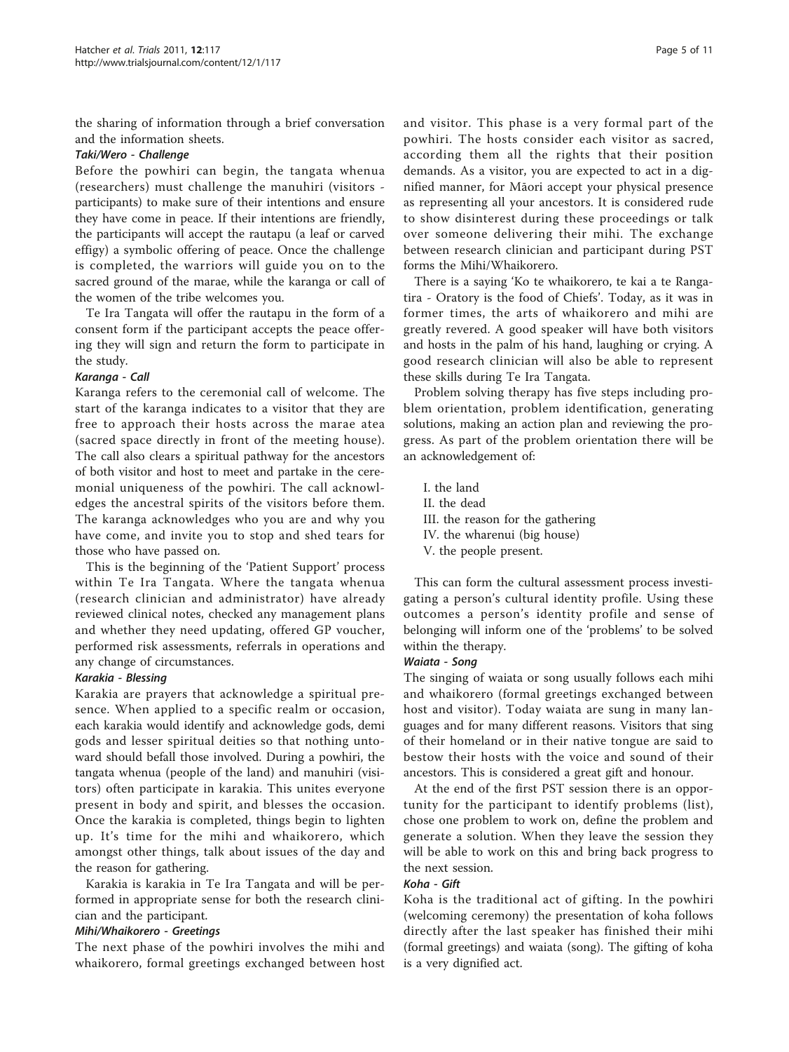the sharing of information through a brief conversation and the information sheets.

#### *Taki/Wero - Challenge*

Before the powhiri can begin, the tangata whenua (researchers) must challenge the manuhiri (visitors - participants) to make sure of their intentions and ensure they have come in peace. If their intentions are friendly, the participants will accept the rautapu (a leaf or carved effigy) a symbolic offering of peace. Once the challenge is completed, the warriors will guide you on to the sacred ground of the marae, while the karanga or call of the women of the tribe welcomes you.

Te Ira Tangata will offer the rautapu in the form of a consent form if the participant accepts the peace offering they will sign and return the form to participate in the study.

#### *Karanga - Call*

Karanga refers to the ceremonial call of welcome. The start of the karanga indicates to a visitor that they are free to approach their hosts across the marae atea (sacred space directly in front of the meeting house). The call also clears a spiritual pathway for the ancestors of both visitor and host to meet and partake in the ceremonial uniqueness of the powhiri. The call acknowledges the ancestral spirits of the visitors before them. The karanga acknowledges who you are and why you have come, and invite you to stop and shed tears for those who have passed on.

This is the beginning of the 'Patient Support' process within Te Ira Tangata. Where the tangata whenua (research clinician and administrator) have already reviewed clinical notes, checked any management plans and whether they need updating, offered GP voucher, performed risk assessments, referrals in operations and any change of circumstances.

#### *Karakia - Blessing*

Karakia are prayers that acknowledge a spiritual presence. When applied to a specific realm or occasion, each karakia would identify and acknowledge gods, demi gods and lesser spiritual deities so that nothing untoward should befall those involved. During a powhiri, the tangata whenua (people of the land) and manuhiri (visitors) often participate in karakia. This unites everyone present in body and spirit, and blesses the occasion. Once the karakia is completed, things begin to lighten up. It's time for the mihi and whaikorero, which amongst other things, talk about issues of the day and the reason for gathering.

Karakia is karakia in Te Ira Tangata and will be performed in appropriate sense for both the research clinician and the participant.

#### *Mihi/Whaikorero - Greetings*

The next phase of the powhiri involves the mihi and whaikorero, formal greetings exchanged between host and visitor. This phase is a very formal part of the powhiri. The hosts consider each visitor as sacred, according them all the rights that their position demands. As a visitor, you are expected to act in a dignified manner, for Māori accept your physical presence as representing all your ancestors. It is considered rude to show disinterest during these proceedings or talk over someone delivering their mihi. The exchange between research clinician and participant during PST forms the Mihi/Whaikorero.

There is a saying 'Ko te whaikorero, te kai a te Rangatira - Oratory is the food of Chiefs'. Today, as it was in former times, the arts of whaikorero and mihi are greatly revered. A good speaker will have both visitors and hosts in the palm of his hand, laughing or crying. A good research clinician will also be able to represent these skills during Te Ira Tangata.

Problem solving therapy has five steps including problem orientation, problem identification, generating solutions, making an action plan and reviewing the progress. As part of the problem orientation there will be an acknowledgement of:

I. the land
II. the dead
III. the reason for the gathering
IV. the wharenui (big house)
V. the people present.

This can form the cultural assessment process investigating a person's cultural identity profile. Using these outcomes a person's identity profile and sense of belonging will inform one of the 'problems' to be solved within the therapy.

#### *Waiata - Song*

The singing of waiata or song usually follows each mihi and whaikorero (formal greetings exchanged between host and visitor). Today waiata are sung in many languages and for many different reasons. Visitors that sing of their homeland or in their native tongue are said to bestow their hosts with the voice and sound of their ancestors. This is considered a great gift and honour.

At the end of the first PST session there is an opportunity for the participant to identify problems (list), chose one problem to work on, define the problem and generate a solution. When they leave the session they will be able to work on this and bring back progress to the next session.

#### *Koha - Gift*

Koha is the traditional act of gifting. In the powhiri (welcoming ceremony) the presentation of koha follows directly after the last speaker has finished their mihi (formal greetings) and waiata (song). The gifting of koha is a very dignified act.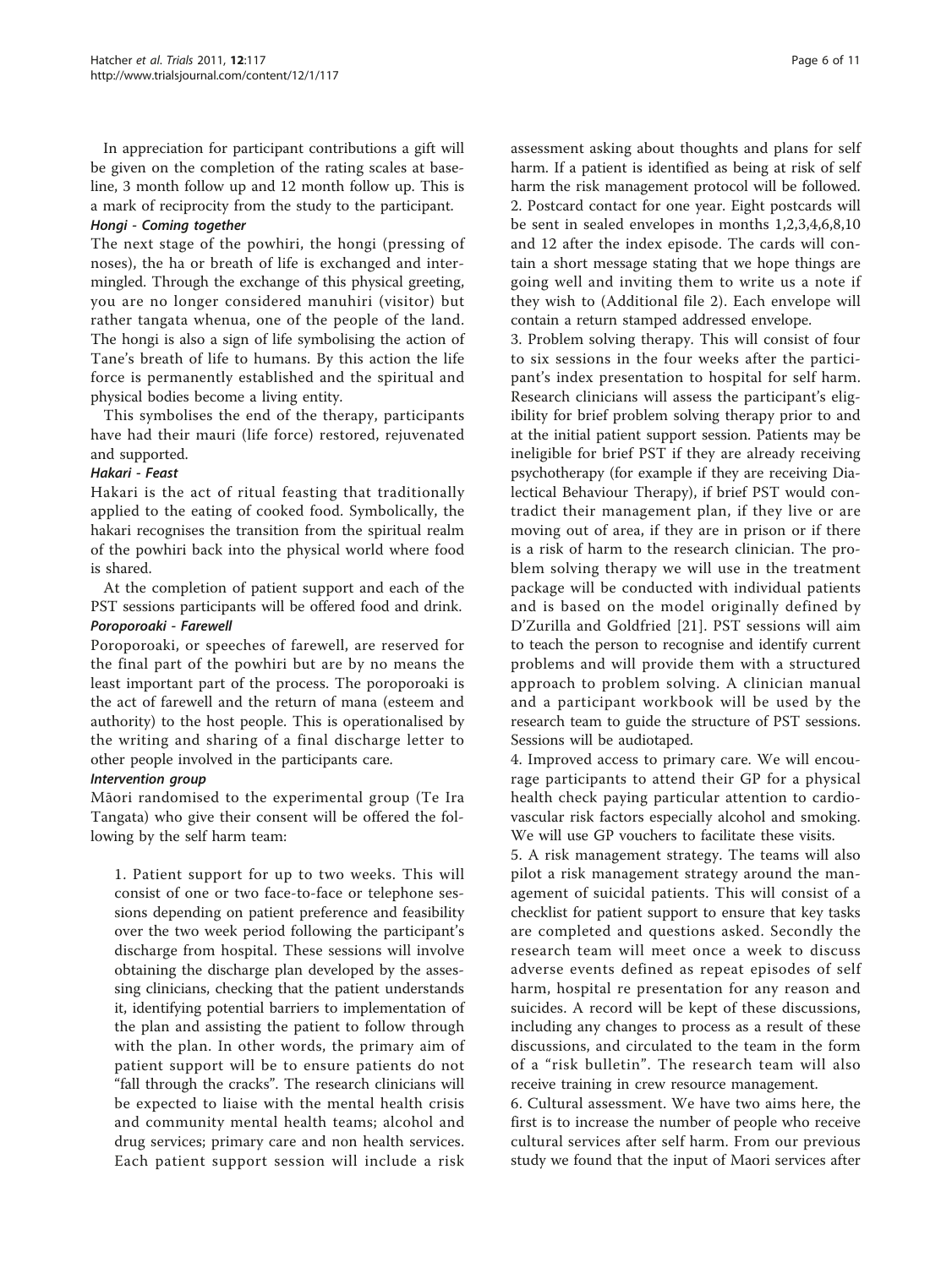In appreciation for participant contributions a gift will be given on the completion of the rating scales at baseline, 3 month follow up and 12 month follow up. This is a mark of reciprocity from the study to the participant.

#### *Hongi - Coming together*

The next stage of the powhiri, the hongi (pressing of noses), the ha or breath of life is exchanged and intermingled. Through the exchange of this physical greeting, you are no longer considered manuhiri (visitor) but rather tangata whenua, one of the people of the land. The hongi is also a sign of life symbolising the action of Tane's breath of life to humans. By this action the life force is permanently established and the spiritual and physical bodies become a living entity.

This symbolises the end of the therapy, participants have had their mauri (life force) restored, rejuvenated and supported.

#### *Hakari - Feast*

Hakari is the act of ritual feasting that traditionally applied to the eating of cooked food. Symbolically, the hakari recognises the transition from the spiritual realm of the powhiri back into the physical world where food is shared.

At the completion of patient support and each of the PST sessions participants will be offered food and drink.

#### *Poroporoaki - Farewell*

Poroporoaki, or speeches of farewell, are reserved for the final part of the powhiri but are by no means the least important part of the process. The poroporoaki is the act of farewell and the return of mana (esteem and authority) to the host people. This is operationalised by the writing and sharing of a final discharge letter to other people involved in the participants care.

#### *Intervention group*

Māori randomised to the experimental group (Te Ira Tangata) who give their consent will be offered the following by the self harm team:

1. Patient support for up to two weeks. This will consist of one or two face-to-face or telephone sessions depending on patient preference and feasibility over the two week period following the participant's discharge from hospital. These sessions will involve obtaining the discharge plan developed by the assessing clinicians, checking that the patient understands it, identifying potential barriers to implementation of the plan and assisting the patient to follow through with the plan. In other words, the primary aim of patient support will be to ensure patients do not "fall through the cracks". The research clinicians will be expected to liaise with the mental health crisis and community mental health teams; alcohol and drug services; primary care and non health services. Each patient support session will include a risk assessment asking about thoughts and plans for self harm. If a patient is identified as being at risk of self harm the risk management protocol will be followed.
2. Postcard contact for one year. Eight postcards will be sent in sealed envelopes in months 1,2,3,4,6,8,10 and 12 after the index episode. The cards will contain a short message stating that we hope things are going well and inviting them to write us a note if they wish to (Additional file 2). Each envelope will contain a return stamped addressed envelope.
3. Problem solving therapy. This will consist of four to six sessions in the four weeks after the participant's index presentation to hospital for self harm. Research clinicians will assess the participant's eligibility for brief problem solving therapy prior to and at the initial patient support session. Patients may be ineligible for brief PST if they are already receiving psychotherapy (for example if they are receiving Dialectical Behaviour Therapy), if brief PST would contradict their management plan, if they live or are moving out of area, if they are in prison or if there is a risk of harm to the research clinician. The problem solving therapy we will use in the treatment package will be conducted with individual patients and is based on the model originally defined by D'Zurilla and Goldfried [21]. PST sessions will aim to teach the person to recognise and identify current problems and will provide them with a structured approach to problem solving. A clinician manual and a participant workbook will be used by the research team to guide the structure of PST sessions. Sessions will be audiotaped.
4. Improved access to primary care. We will encourage participants to attend their GP for a physical health check paying particular attention to cardiovascular risk factors especially alcohol and smoking. We will use GP vouchers to facilitate these visits.
5. A risk management strategy. The teams will also pilot a risk management strategy around the management of suicidal patients. This will consist of a checklist for patient support to ensure that key tasks are completed and questions asked. Secondly the research team will meet once a week to discuss adverse events defined as repeat episodes of self harm, hospital re presentation for any reason and suicides. A record will be kept of these discussions, including any changes to process as a result of these discussions, and circulated to the team in the form of a "risk bulletin". The research team will also receive training in crew resource management.
6. Cultural assessment. We have two aims here, the first is to increase the number of people who receive cultural services after self harm. From our previous study we found that the input of Maori services after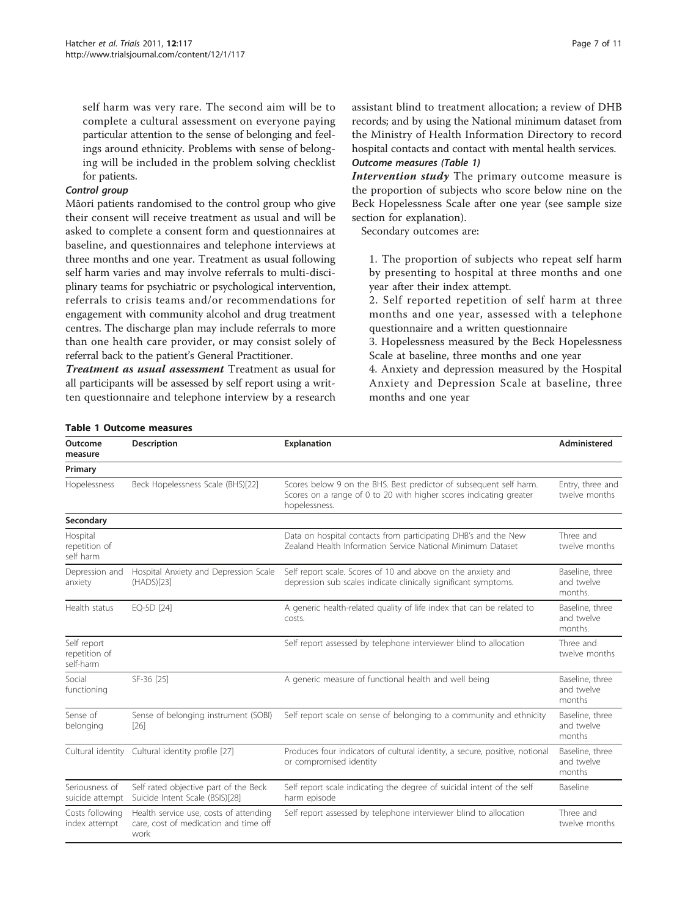self harm was very rare. The second aim will be to complete a cultural assessment on everyone paying particular attention to the sense of belonging and feelings around ethnicity. Problems with sense of belonging will be included in the problem solving checklist for patients.

#### *Control group*

Māori patients randomised to the control group who give their consent will receive treatment as usual and will be asked to complete a consent form and questionnaires at baseline, and questionnaires and telephone interviews at three months and one year. Treatment as usual following self harm varies and may involve referrals to multi-disciplinary teams for psychiatric or psychological intervention, referrals to crisis teams and/or recommendations for engagement with community alcohol and drug treatment centres. The discharge plan may include referrals to more than one health care provider, or may consist solely of referral back to the patient's General Practitioner.

***Treatment as usual assessment*** Treatment as usual for all participants will be assessed by self report using a written questionnaire and telephone interview by a research assistant blind to treatment allocation; a review of DHB records; and by using the National minimum dataset from the Ministry of Health Information Directory to record hospital contacts and contact with mental health services.

#### *Outcome measures (Table 1)*

***Intervention study*** The primary outcome measure is the proportion of subjects who score below nine on the Beck Hopelessness Scale after one year (see sample size section for explanation).

Secondary outcomes are:

1. The proportion of subjects who repeat self harm by presenting to hospital at three months and one year after their index attempt.
2. Self reported repetition of self harm at three months and one year, assessed with a telephone questionnaire and a written questionnaire
3. Hopelessness measured by the Beck Hopelessness Scale at baseline, three months and one year
4. Anxiety and depression measured by the Hospital Anxiety and Depression Scale at baseline, three months and one year

**Table 1 Outcome measures**

| Outcome measure | Description | Explanation | Administered |
|---|---|---|---|
| **Primary** | | | |
| Hopelessness | Beck Hopelessness Scale (BHS)[22] | Scores below 9 on the BHS. Best predictor of subsequent self harm. Scores on a range of 0 to 20 with higher scores indicating greater hopelessness. | Entry, three and twelve months |
| **Secondary** | | | |
| Hospital repetition of self harm | | Data on hospital contacts from participating DHB's and the New Zealand Health Information Service National Minimum Dataset | Three and twelve months |
| Depression and anxiety | Hospital Anxiety and Depression Scale (HADS)[23] | Self report scale. Scores of 10 and above on the anxiety and depression sub scales indicate clinically significant symptoms. | Baseline, three and twelve months. |
| Health status | EQ-5D [24] | A generic health-related quality of life index that can be related to costs. | Baseline, three and twelve months. |
| Self report repetition of self-harm | | Self report assessed by telephone interviewer blind to allocation | Three and twelve months |
| Social functioning | SF-36 [25] | A generic measure of functional health and well being | Baseline, three and twelve months |
| Sense of belonging | Sense of belonging instrument (SOBI) [26] | Self report scale on sense of belonging to a community and ethnicity | Baseline, three and twelve months |
| Cultural identity | Cultural identity profile [27] | Produces four indicators of cultural identity, a secure, positive, notional or compromised identity | Baseline, three and twelve months |
| Seriousness of suicide attempt | Self rated objective part of the Beck Suicide Intent Scale (BSIS)[28] | Self report scale indicating the degree of suicidal intent of the self harm episode | Baseline |
| Costs following index attempt | Health service use, costs of attending care, cost of medication and time off work | Self report assessed by telephone interviewer blind to allocation | Three and twelve months |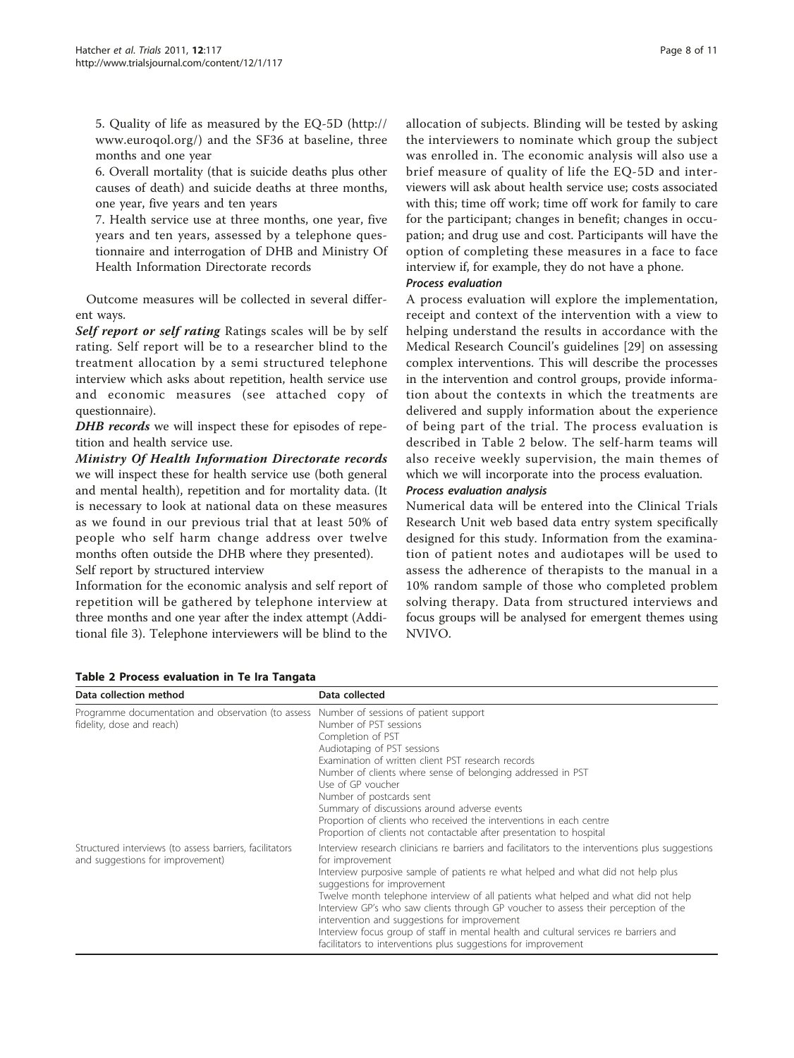5. Quality of life as measured by the EQ-5D (http://www.euroqol.org/) and the SF36 at baseline, three months and one year

6. Overall mortality (that is suicide deaths plus other causes of death) and suicide deaths at three months, one year, five years and ten years

7. Health service use at three months, one year, five years and ten years, assessed by a telephone questionnaire and interrogation of DHB and Ministry Of Health Information Directorate records

Outcome measures will be collected in several different ways.

***Self report or self rating*** Ratings scales will be by self rating. Self report will be to a researcher blind to the treatment allocation by a semi structured telephone interview which asks about repetition, health service use and economic measures (see attached copy of questionnaire).

***DHB records*** we will inspect these for episodes of repetition and health service use.

***Ministry Of Health Information Directorate records*** we will inspect these for health service use (both general and mental health), repetition and for mortality data. (It is necessary to look at national data on these measures as we found in our previous trial that at least 50% of people who self harm change address over twelve months often outside the DHB where they presented).

Self report by structured interview

Information for the economic analysis and self report of repetition will be gathered by telephone interview at three months and one year after the index attempt (Additional file 3). Telephone interviewers will be blind to the allocation of subjects. Blinding will be tested by asking the interviewers to nominate which group the subject was enrolled in. The economic analysis will also use a brief measure of quality of life the EQ-5D and interviewers will ask about health service use; costs associated with this; time off work; time off work for family to care for the participant; changes in benefit; changes in occupation; and drug use and cost. Participants will have the option of completing these measures in a face to face interview if, for example, they do not have a phone.

#### *Process evaluation*

A process evaluation will explore the implementation, receipt and context of the intervention with a view to helping understand the results in accordance with the Medical Research Council's guidelines [29] on assessing complex interventions. This will describe the processes in the intervention and control groups, provide information about the contexts in which the treatments are delivered and supply information about the experience of being part of the trial. The process evaluation is described in Table 2 below. The self-harm teams will also receive weekly supervision, the main themes of which we will incorporate into the process evaluation.

#### *Process evaluation analysis*

Numerical data will be entered into the Clinical Trials Research Unit web based data entry system specifically designed for this study. Information from the examination of patient notes and audiotapes will be used to assess the adherence of therapists to the manual in a 10% random sample of those who completed problem solving therapy. Data from structured interviews and focus groups will be analysed for emergent themes using NVIVO.

**Table 2 Process evaluation in Te Ira Tangata**

| Data collection method | Data collected |
|---|---|
| Programme documentation and observation (to assess fidelity, dose and reach) | Number of sessions of patient support<br>Number of PST sessions<br>Completion of PST<br>Audiotaping of PST sessions<br>Examination of written client PST research records<br>Number of clients where sense of belonging addressed in PST<br>Use of GP voucher<br>Number of postcards sent<br>Summary of discussions around adverse events<br>Proportion of clients who received the interventions in each centre<br>Proportion of clients not contactable after presentation to hospital |
| Structured interviews (to assess barriers, facilitators and suggestions for improvement) | Interview research clinicians re barriers and facilitators to the interventions plus suggestions for improvement<br>Interview purposive sample of patients re what helped and what did not help plus suggestions for improvement<br>Twelve month telephone interview of all patients what helped and what did not help<br>Interview GP's who saw clients through GP voucher to assess their perception of the intervention and suggestions for improvement<br>Interview focus group of staff in mental health and cultural services re barriers and facilitators to interventions plus suggestions for improvement |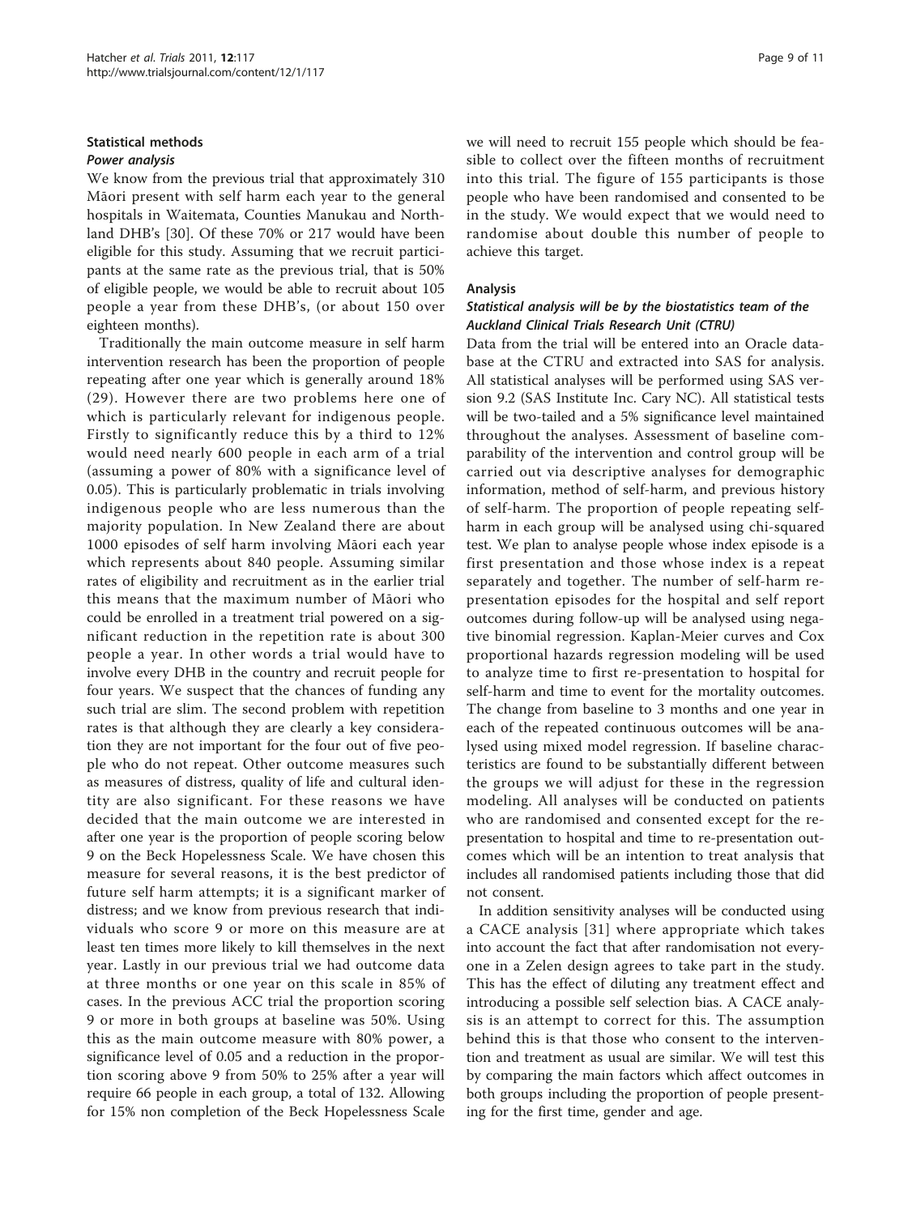### Statistical methods

#### Power analysis

We know from the previous trial that approximately 310 Māori present with self harm each year to the general hospitals in Waitemata, Counties Manukau and Northland DHB's [30]. Of these 70% or 217 would have been eligible for this study. Assuming that we recruit participants at the same rate as the previous trial, that is 50% of eligible people, we would be able to recruit about 105 people a year from these DHB's, (or about 150 over eighteen months).

Traditionally the main outcome measure in self harm intervention research has been the proportion of people repeating after one year which is generally around 18% (29). However there are two problems here one of which is particularly relevant for indigenous people. Firstly to significantly reduce this by a third to 12% would need nearly 600 people in each arm of a trial (assuming a power of 80% with a significance level of 0.05). This is particularly problematic in trials involving indigenous people who are less numerous than the majority population. In New Zealand there are about 1000 episodes of self harm involving Māori each year which represents about 840 people. Assuming similar rates of eligibility and recruitment as in the earlier trial this means that the maximum number of Māori who could be enrolled in a treatment trial powered on a significant reduction in the repetition rate is about 300 people a year. In other words a trial would have to involve every DHB in the country and recruit people for four years. We suspect that the chances of funding any such trial are slim. The second problem with repetition rates is that although they are clearly a key consideration they are not important for the four out of five people who do not repeat. Other outcome measures such as measures of distress, quality of life and cultural identity are also significant. For these reasons we have decided that the main outcome we are interested in after one year is the proportion of people scoring below 9 on the Beck Hopelessness Scale. We have chosen this measure for several reasons, it is the best predictor of future self harm attempts; it is a significant marker of distress; and we know from previous research that individuals who score 9 or more on this measure are at least ten times more likely to kill themselves in the next year. Lastly in our previous trial we had outcome data at three months or one year on this scale in 85% of cases. In the previous ACC trial the proportion scoring 9 or more in both groups at baseline was 50%. Using this as the main outcome measure with 80% power, a significance level of 0.05 and a reduction in the proportion scoring above 9 from 50% to 25% after a year will require 66 people in each group, a total of 132. Allowing for 15% non completion of the Beck Hopelessness Scale we will need to recruit 155 people which should be feasible to collect over the fifteen months of recruitment into this trial. The figure of 155 participants is those people who have been randomised and consented to be in the study. We would expect that we would need to randomise about double this number of people to achieve this target.

### Analysis

#### *Statistical analysis will be by the biostatistics team of the Auckland Clinical Trials Research Unit (CTRU)*

Data from the trial will be entered into an Oracle database at the CTRU and extracted into SAS for analysis. All statistical analyses will be performed using SAS version 9.2 (SAS Institute Inc. Cary NC). All statistical tests will be two-tailed and a 5% significance level maintained throughout the analyses. Assessment of baseline comparability of the intervention and control group will be carried out via descriptive analyses for demographic information, method of self-harm, and previous history of self-harm. The proportion of people repeating self-harm in each group will be analysed using chi-squared test. We plan to analyse people whose index episode is a first presentation and those whose index is a repeat separately and together. The number of self-harm re-presentation episodes for the hospital and self report outcomes during follow-up will be analysed using negative binomial regression. Kaplan-Meier curves and Cox proportional hazards regression modeling will be used to analyze time to first re-presentation to hospital for self-harm and time to event for the mortality outcomes. The change from baseline to 3 months and one year in each of the repeated continuous outcomes will be analysed using mixed model regression. If baseline characteristics are found to be substantially different between the groups we will adjust for these in the regression modeling. All analyses will be conducted on patients who are randomised and consented except for the re-presentation to hospital and time to re-presentation outcomes which will be an intention to treat analysis that includes all randomised patients including those that did not consent.

In addition sensitivity analyses will be conducted using a CACE analysis [31] where appropriate which takes into account the fact that after randomisation not everyone in a Zelen design agrees to take part in the study. This has the effect of diluting any treatment effect and introducing a possible self selection bias. A CACE analysis is an attempt to correct for this. The assumption behind this is that those who consent to the intervention and treatment as usual are similar. We will test this by comparing the main factors which affect outcomes in both groups including the proportion of people presenting for the first time, gender and age.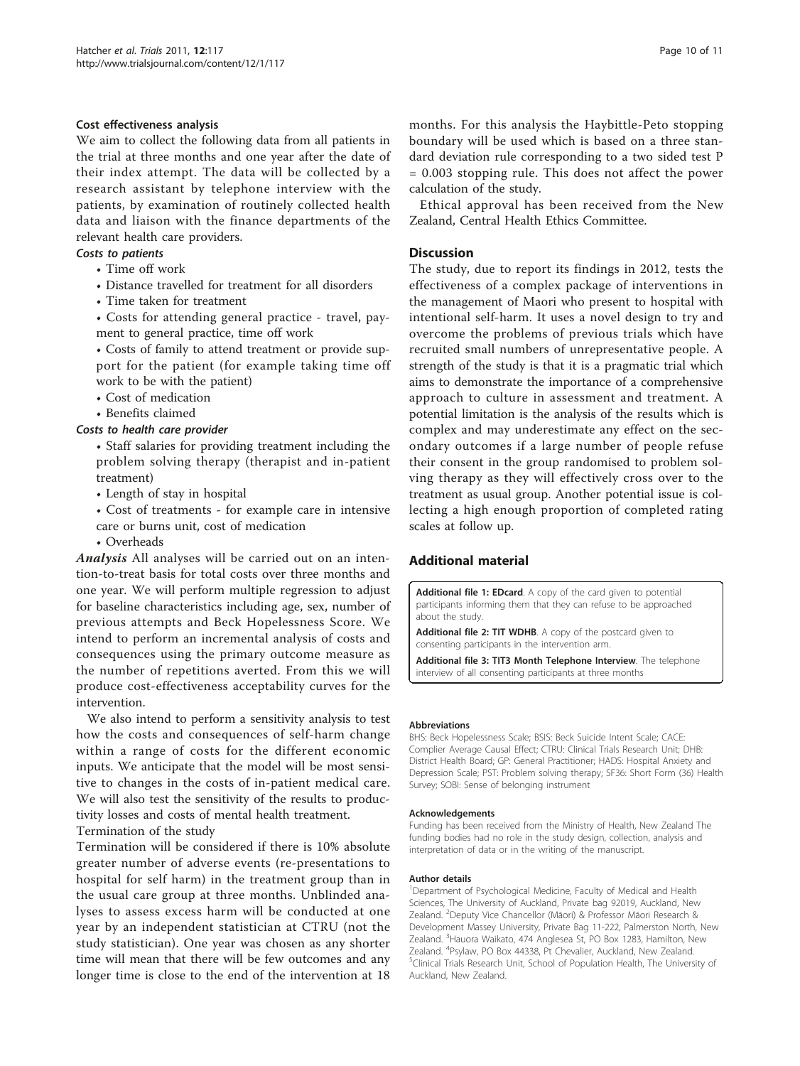#### Cost effectiveness analysis

We aim to collect the following data from all patients in the trial at three months and one year after the date of their index attempt. The data will be collected by a research assistant by telephone interview with the patients, by examination of routinely collected health data and liaison with the finance departments of the relevant health care providers.

*Costs to patients*

- Time off work
- Distance travelled for treatment for all disorders
- Time taken for treatment
- Costs for attending general practice - travel, payment to general practice, time off work
- Costs of family to attend treatment or provide support for the patient (for example taking time off work to be with the patient)
- Cost of medication
- Benefits claimed

*Costs to health care provider*

- Staff salaries for providing treatment including the problem solving therapy (therapist and in-patient treatment)
- Length of stay in hospital
- Cost of treatments - for example care in intensive care or burns unit, cost of medication
- Overheads

***Analysis*** All analyses will be carried out on an intention-to-treat basis for total costs over three months and one year. We will perform multiple regression to adjust for baseline characteristics including age, sex, number of previous attempts and Beck Hopelessness Score. We intend to perform an incremental analysis of costs and consequences using the primary outcome measure as the number of repetitions averted. From this we will produce cost-effectiveness acceptability curves for the intervention.

We also intend to perform a sensitivity analysis to test how the costs and consequences of self-harm change within a range of costs for the different economic inputs. We anticipate that the model will be most sensitive to changes in the costs of in-patient medical care. We will also test the sensitivity of the results to productivity losses and costs of mental health treatment.

Termination of the study

Termination will be considered if there is 10% absolute greater number of adverse events (re-presentations to hospital for self harm) in the treatment group than in the usual care group at three months. Unblinded analyses to assess excess harm will be conducted at one year by an independent statistician at CTRU (not the study statistician). One year was chosen as any shorter time will mean that there will be few outcomes and any longer time is close to the end of the intervention at 18 months. For this analysis the Haybittle-Peto stopping boundary will be used which is based on a three standard deviation rule corresponding to a two sided test P = 0.003 stopping rule. This does not affect the power calculation of the study.

Ethical approval has been received from the New Zealand, Central Health Ethics Committee.

## Discussion

The study, due to report its findings in 2012, tests the effectiveness of a complex package of interventions in the management of Maori who present to hospital with intentional self-harm. It uses a novel design to try and overcome the problems of previous trials which have recruited small numbers of unrepresentative people. A strength of the study is that it is a pragmatic trial which aims to demonstrate the importance of a comprehensive approach to culture in assessment and treatment. A potential limitation is the analysis of the results which is complex and may underestimate any effect on the secondary outcomes if a large number of people refuse their consent in the group randomised to problem solving therapy as they will effectively cross over to the treatment as usual group. Another potential issue is collecting a high enough proportion of completed rating scales at follow up.

## Additional material

**Additional file 1: EDcard**. A copy of the card given to potential participants informing them that they can refuse to be approached about the study.

**Additional file 2: TIT WDHB**. A copy of the postcard given to consenting participants in the intervention arm.

**Additional file 3: TIT3 Month Telephone Interview**. The telephone interview of all consenting participants at three months

#### Abbreviations

BHS: Beck Hopelessness Scale; BSIS: Beck Suicide Intent Scale; CACE: Complier Average Causal Effect; CTRU: Clinical Trials Research Unit; DHB: District Health Board; GP: General Practitioner; HADS: Hospital Anxiety and Depression Scale; PST: Problem solving therapy; SF36: Short Form (36) Health Survey; SOBI: Sense of belonging instrument

#### Acknowledgements

Funding has been received from the Ministry of Health, New Zealand The funding bodies had no role in the study design, collection, analysis and interpretation of data or in the writing of the manuscript.

#### Author details

[1]Department of Psychological Medicine, Faculty of Medical and Health Sciences, The University of Auckland, Private bag 92019, Auckland, New Zealand. [2]Deputy Vice Chancellor (Māori) & Professor Māori Research & Development Massey University, Private Bag 11-222, Palmerston North, New Zealand. [3]Hauora Waikato, 474 Anglesea St, PO Box 1283, Hamilton, New Zealand. [4]Psylaw, PO Box 44338, Pt Chevalier, Auckland, New Zealand. [5]Clinical Trials Research Unit, School of Population Health, The University of Auckland, New Zealand.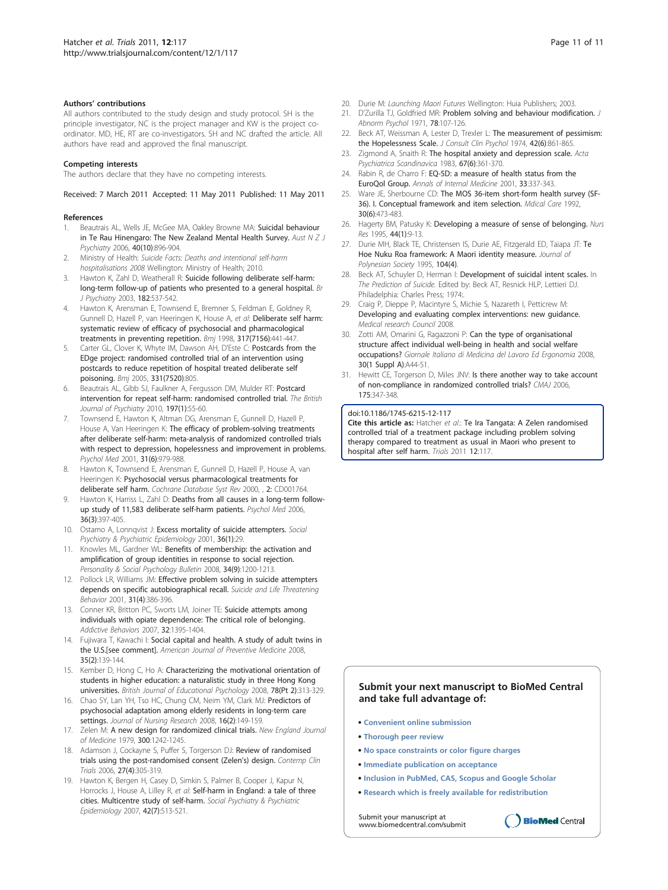### Authors' contributions

All authors contributed to the study design and study protocol. SH is the principle investigator, NC is the project manager and KW is the project co-ordinator. MD, HE, RT are co-investigators. SH and NC drafted the article. All authors have read and approved the final manuscript.

### Competing interests

The authors declare that they have no competing interests.

Received: 7 March 2011 Accepted: 11 May 2011 Published: 11 May 2011

### References

1. Beautrais AL, Wells JE, McGee MA, Oakley Browne MA: **Suicidal behaviour in Te Rau Hinengaro: The New Zealand Mental Health Survey.** *Aust N Z J Psychiatry* 2006, **40(10)**:896-904.
2. Ministry of Health: *Suicide Facts: Deaths and intentional self-harm hospitalisations 2008* Wellington: Ministry of Health; 2010.
3. Hawton K, Zahl D, Weatherall R: **Suicide following deliberate self-harm: long-term follow-up of patients who presented to a general hospital.** *Br J Psychiatry* 2003, **182**:537-542.
4. Hawton K, Arensman E, Townsend E, Bremner S, Feldman E, Goldney R, Gunnell D, Hazell P, van Heeringen K, House A, *et al*: **Deliberate self harm: systematic review of efficacy of psychosocial and pharmacological treatments in preventing repetition.** *Bmj* 1998, **317(7156)**:441-447.
5. Carter GL, Clover K, Whyte IM, Dawson AH, D'Este C: **Postcards from the EDge project: randomised controlled trial of an intervention using postcards to reduce repetition of hospital treated deliberate self poisoning.** *Bmj* 2005, **331(7520)**:805.
6. Beautrais AL, Gibb SJ, Faulkner A, Fergusson DM, Mulder RT: **Postcard intervention for repeat self-harm: randomised controlled trial.** *The British Journal of Psychiatry* 2010, **197(1)**:55-60.
7. Townsend E, Hawton K, Altman DG, Arensman E, Gunnell D, Hazell P, House A, Van Heeringen K: **The efficacy of problem-solving treatments after deliberate self-harm: meta-analysis of randomized controlled trials with respect to depression, hopelessness and improvement in problems.** *Psychol Med* 2001, **31(6)**:979-988.
8. Hawton K, Townsend E, Arensman E, Gunnell D, Hazell P, House A, van Heeringen K: **Psychosocial versus pharmacological treatments for deliberate self harm.** *Cochrane Database Syst Rev* 2000, , **2**: CD001764.
9. Hawton K, Harriss L, Zahl D: **Deaths from all causes in a long-term follow-up study of 11,583 deliberate self-harm patients.** *Psychol Med* 2006, **36(3)**:397-405.
10. Ostamo A, Lonnqvist J: **Excess mortality of suicide attempters.** *Social Psychiatry & Psychiatric Epidemiology* 2001, **36(1)**:29.
11. Knowles ML, Gardner WL: **Benefits of membership: the activation and amplification of group identities in response to social rejection.** *Personality & Social Psychology Bulletin* 2008, **34(9)**:1200-1213.
12. Pollock LR, Williams JM: **Effective problem solving in suicide attempters depends on specific autobiographical recall.** *Suicide and Life Threatening Behavior* 2001, **31(4)**:386-396.
13. Conner KR, Britton PC, Sworts LM, Joiner TE: **Suicide attempts among individuals with opiate dependence: The critical role of belonging.** *Addictive Behaviors* 2007, **32**:1395-1404.
14. Fujiwara T, Kawachi I: **Social capital and health. A study of adult twins in the U.S.[see comment].** *American Journal of Preventive Medicine* 2008, **35(2)**:139-144.
15. Kember D, Hong C, Ho A: **Characterizing the motivational orientation of students in higher education: a naturalistic study in three Hong Kong universities.** *British Journal of Educational Psychology* 2008, **78(Pt 2)**:313-329.
16. Chao SY, Lan YH, Tso HC, Chung CM, Neim YM, Clark MJ: **Predictors of psychosocial adaptation among elderly residents in long-term care settings.** *Journal of Nursing Research* 2008, **16(2)**:149-159.
17. Zelen M: **A new design for randomized clinical trials.** *New England Journal of Medicine* 1979, **300**:1242-1245.
18. Adamson J, Cockayne S, Puffer S, Torgerson DJ: **Review of randomised trials using the post-randomised consent (Zelen's) design.** *Contemp Clin Trials* 2006, **27(4)**:305-319.
19. Hawton K, Bergen H, Casey D, Simkin S, Palmer B, Cooper J, Kapur N, Horrocks J, House A, Lilley R, *et al*: **Self-harm in England: a tale of three cities. Multicentre study of self-harm.** *Social Psychiatry & Psychiatric Epidemiology* 2007, **42(7)**:513-521.
20. Durie M: *Launching Maori Futures* Wellington: Huia Publishers; 2003.
21. D'Zurilla TJ, Goldfried MR: **Problem solving and behaviour modification.** *J Abnorm Psychol* 1971, **78**:107-126.
22. Beck AT, Weissman A, Lester D, Trexler L: **The measurement of pessimism: the Hopelessness Scale.** *J Consult Clin Psychol* 1974, **42(6)**:861-865.
23. Zigmond A, Snaith R: **The hospital anxiety and depression scale.** *Acta Psychiatrica Scandinavica* 1983, **67(6)**:361-370.
24. Rabin R, de Charro F: **EQ-5D: a measure of health status from the EuroQol Group.** *Annals of Internal Medicine* 2001, **33**:337-343.
25. Ware JE, Sherbourne CD: **The MOS 36-item short-form health survey (SF-36). I. Conceptual framework and item selection.** *Mdical Care* 1992, **30(6)**:473-483.
26. Hagerty BM, Patusky K: **Developing a measure of sense of belonging.** *Nurs Res* 1995, **44(1)**:9-13.
27. Durie MH, Black TE, Christensen IS, Durie AE, Fitzgerald ED, Taiapa JT: **Te Hoe Nuku Roa framework: A Maori identity measure.** *Journal of Polynesian Society* 1995, **104(4)**.
28. Beck AT, Schuyler D, Herman I: **Development of suicidal intent scales.** In *The Prediction of Suicide.* Edited by: Beck AT, Resnick HLP, Lettieri DJ. Philadelphia: Charles Press; 1974:.
29. Craig P, Dieppe P, Macintyre S, Michie S, Nazareth I, Petticrew M: **Developing and evaluating complex interventions: new guidance.** *Medical research Council* 2008.
30. Zotti AM, Omarini G, Ragazzoni P: **Can the type of organisational structure affect individual well-being in health and social welfare occupations?** *Giornale Italiano di Medicina del Lavoro Ed Ergonomia* 2008, **30(1 Suppl A)**:A44-51.
31. Hewitt CE, Torgerson DJ, Miles JNV: **Is there another way to take account of non-compliance in randomized controlled trials?** *CMAJ* 2006, **175**:347-348.

doi:10.1186/1745-6215-12-117

**Cite this article as:** Hatcher *et al.*: Te Ira Tangata: A Zelen randomised controlled trial of a treatment package including problem solving therapy compared to treatment as usual in Maori who present to hospital after self harm. *Trials* 2011 **12**:117.

**Submit your next manuscript to BioMed Central and take full advantage of:**

- **Convenient online submission**
- **Thorough peer review**
- **No space constraints or color figure charges**
- **Immediate publication on acceptance**
- **Inclusion in PubMed, CAS, Scopus and Google Scholar**
- **Research which is freely available for redistribution**

Submit your manuscript at www.biomedcentral.com/submit

BioMed Central